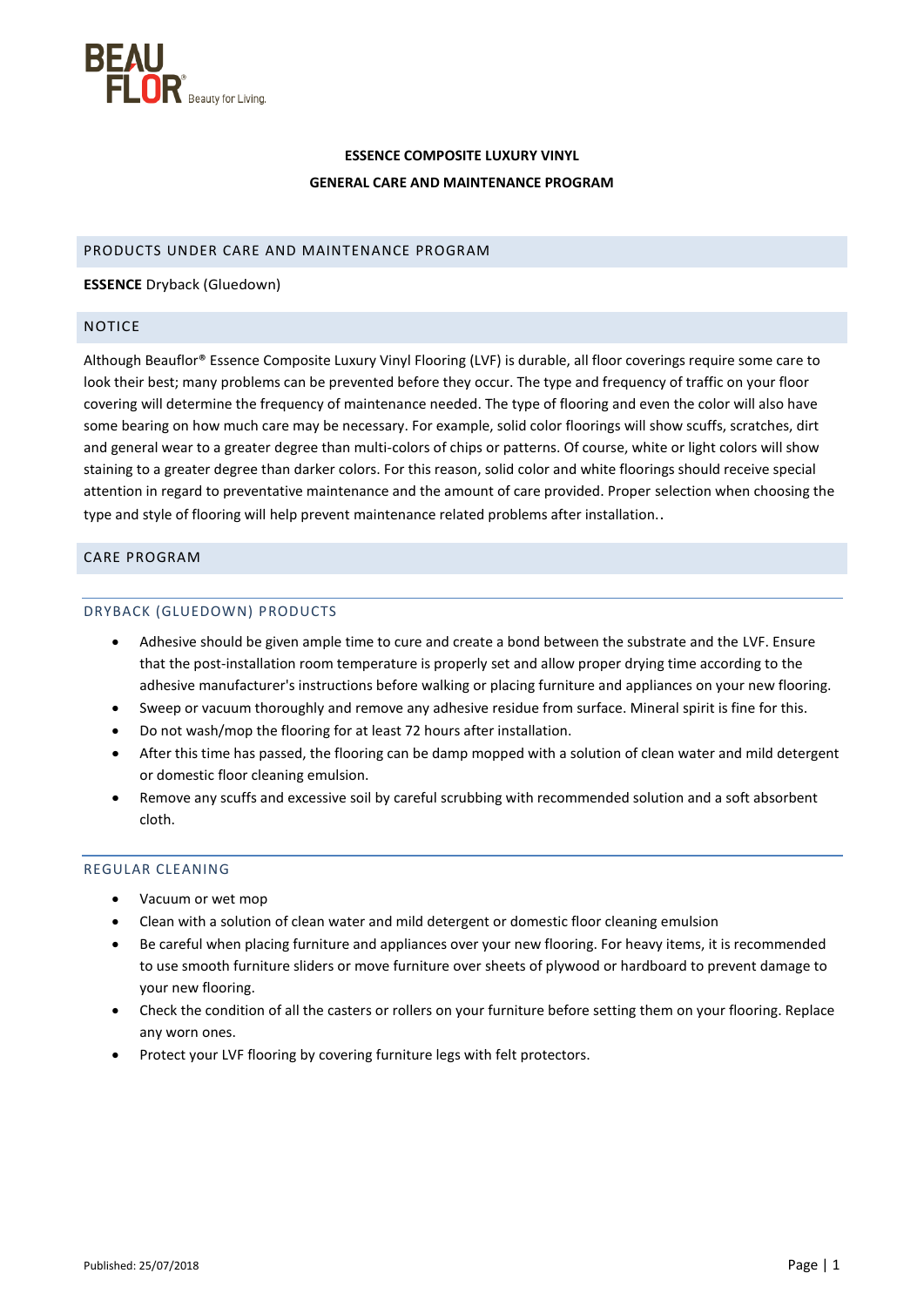# ESSENCE COMPOSITE LUXURY VINYL

# GENERAL CARE AND MAINTENANCE PROGRAM

## PRODUCTS UNDER CARE AND MAINTENANCE PROGRAM

**ESSENCE** Dryback (Gluedown)

## NOTICE

Although Beauflor® Essence Composite Luxury Vinyl Flooring (LVF) is durable, all floor coverings require some care to look their best; many problems can be prevented before they occur. The type and frequency of traffic on your floor covering will determine the frequency of maintenance needed. The type of flooring and even the color will also have some bearing on how much care may be necessary. For example, solid color floorings will show scuffs, scratches, dirt and general wear to a greater degree than multi-colors of chips or patterns. Of course, white or light colors will show staining to a greater degree than darker colors. For this reason, solid color and white floorings should receive special attention in regard to preventative maintenance and the amount of care provided. Proper selection when choosing the type and style of flooring will help prevent maintenance related problems after installation..

## CARE PROGRAM

### DRYBACK (GLUEDOWN) PRODUCTS

- Adhesive should be given ample time to cure and create a bond between the substrate and the LVF. Ensure that the post-installation room temperature is properly set and allow proper drying time according to the adhesive manufacturer's instructions before walking or placing furniture and appliances on your new flooring.
- Sweep or vacuum thoroughly and remove any adhesive residue from surface. Mineral spirit is fine for this.
- Do not wash/mop the flooring for at least 72 hours after installation.
- After this time has passed, the flooring can be damp mopped with a solution of clean water and mild detergent or domestic floor cleaning emulsion.
- Remove any scuffs and excessive soil by careful scrubbing with recommended solution and a soft absorbent cloth.

### REGULAR CLEANING

- Vacuum or wet mop
- Clean with a solution of clean water and mild detergent or domestic floor cleaning emulsion
- Be careful when placing furniture and appliances over your new flooring. For heavy items, it is recommended to use smooth furniture sliders or move furniture over sheets of plywood or hardboard to prevent damage to your new flooring.
- Check the condition of all the casters or rollers on your furniture before setting them on your flooring. Replace any worn ones.
- Protect your LVF flooring by covering furniture legs with felt protectors.

Published: 25/07/2018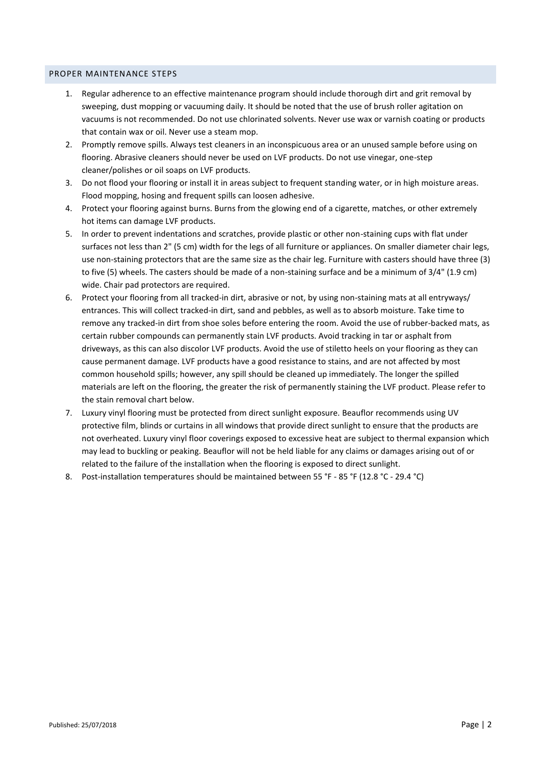## PROPER MAINTENANCE STEPS

1. Regular adherence to an effective maintenance program should include thorough dirt and grit removal by sweeping, dust mopping or vacuuming daily. It should be noted that the use of brush roller agitation on vacuums is not recommended. Do not use chlorinated solvents. Never use wax or varnish coating or products that contain wax or oil. Never use a steam mop.
2. Promptly remove spills. Always test cleaners in an inconspicuous area or an unused sample before using on flooring. Abrasive cleaners should never be used on LVF products. Do not use vinegar, one-step cleaner/polishes or oil soaps on LVF products.
3. Do not flood your flooring or install it in areas subject to frequent standing water, or in high moisture areas. Flood mopping, hosing and frequent spills can loosen adhesive.
4. Protect your flooring against burns. Burns from the glowing end of a cigarette, matches, or other extremely hot items can damage LVF products.
5. In order to prevent indentations and scratches, provide plastic or other non-staining cups with flat under surfaces not less than 2" (5 cm) width for the legs of all furniture or appliances. On smaller diameter chair legs, use non-staining protectors that are the same size as the chair leg. Furniture with casters should have three (3) to five (5) wheels. The casters should be made of a non-staining surface and be a minimum of 3/4" (1.9 cm) wide. Chair pad protectors are required.
6. Protect your flooring from all tracked-in dirt, abrasive or not, by using non-staining mats at all entryways/ entrances. This will collect tracked-in dirt, sand and pebbles, as well as to absorb moisture. Take time to remove any tracked-in dirt from shoe soles before entering the room. Avoid the use of rubber-backed mats, as certain rubber compounds can permanently stain LVF products. Avoid tracking in tar or asphalt from driveways, as this can also discolor LVF products. Avoid the use of stiletto heels on your flooring as they can cause permanent damage. LVF products have a good resistance to stains, and are not affected by most common household spills; however, any spill should be cleaned up immediately. The longer the spilled materials are left on the flooring, the greater the risk of permanently staining the LVF product. Please refer to the stain removal chart below.
7. Luxury vinyl flooring must be protected from direct sunlight exposure. Beauflor recommends using UV protective film, blinds or curtains in all windows that provide direct sunlight to ensure that the products are not overheated. Luxury vinyl floor coverings exposed to excessive heat are subject to thermal expansion which may lead to buckling or peaking. Beauflor will not be held liable for any claims or damages arising out of or related to the failure of the installation when the flooring is exposed to direct sunlight.
8. Post-installation temperatures should be maintained between 55 °F - 85 °F (12.8 °C - 29.4 °C)

Published: 25/07/2018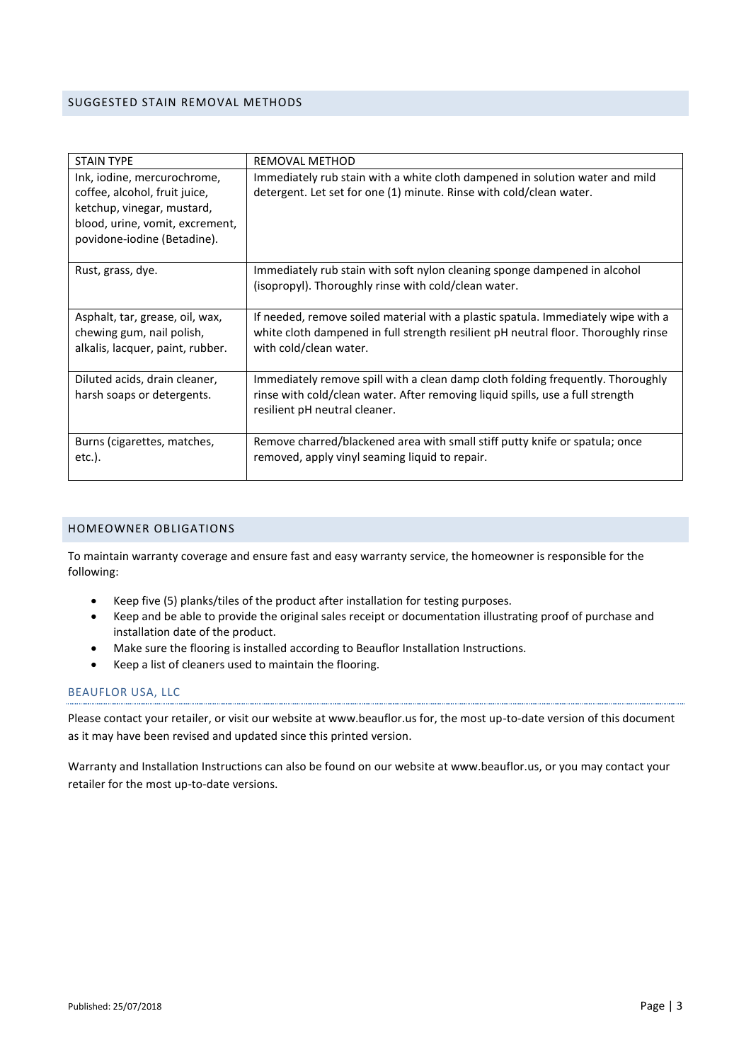## SUGGESTED STAIN REMOVAL METHODS

| STAIN TYPE | REMOVAL METHOD |
|---|---|
| Ink, iodine, mercurochrome, coffee, alcohol, fruit juice, ketchup, vinegar, mustard, blood, urine, vomit, excrement, povidone-iodine (Betadine). | Immediately rub stain with a white cloth dampened in solution water and mild detergent. Let set for one (1) minute. Rinse with cold/clean water. |
| Rust, grass, dye. | Immediately rub stain with soft nylon cleaning sponge dampened in alcohol (isopropyl). Thoroughly rinse with cold/clean water. |
| Asphalt, tar, grease, oil, wax, chewing gum, nail polish, alkalis, lacquer, paint, rubber. | If needed, remove soiled material with a plastic spatula. Immediately wipe with a white cloth dampened in full strength resilient pH neutral floor. Thoroughly rinse with cold/clean water. |
| Diluted acids, drain cleaner, harsh soaps or detergents. | Immediately remove spill with a clean damp cloth folding frequently. Thoroughly rinse with cold/clean water. After removing liquid spills, use a full strength resilient pH neutral cleaner. |
| Burns (cigarettes, matches, etc.). | Remove charred/blackened area with small stiff putty knife or spatula; once removed, apply vinyl seaming liquid to repair. |

## HOMEOWNER OBLIGATIONS

To maintain warranty coverage and ensure fast and easy warranty service, the homeowner is responsible for the following:

- Keep five (5) planks/tiles of the product after installation for testing purposes.
- Keep and be able to provide the original sales receipt or documentation illustrating proof of purchase and installation date of the product.
- Make sure the flooring is installed according to Beauflor Installation Instructions.
- Keep a list of cleaners used to maintain the flooring.

### BEAUFLOR USA, LLC

Please contact your retailer, or visit our website at www.beauflor.us for, the most up-to-date version of this document as it may have been revised and updated since this printed version.

Warranty and Installation Instructions can also be found on our website at www.beauflor.us, or you may contact your retailer for the most up-to-date versions.

Published: 25/07/2018